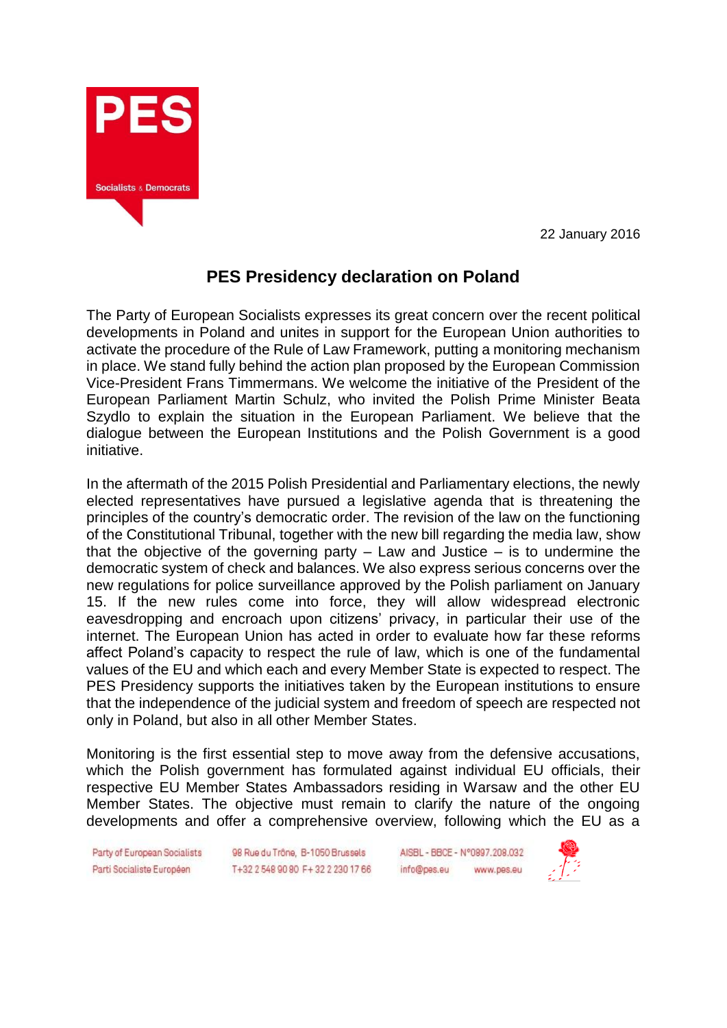22 January 2016

## PES Presidency declaration on Poland

The Party of European Socialists expresses its great concern over the recent political developments in Poland and unites in support for the European Union authorities to activate the procedure of the Rule of Law Framework, putting a monitoring mechanism in place. We stand fully behind the action plan proposed by the European Commission Vice-President Frans Timmermans. We welcome the initiative of the President of the European Parliament Martin Schulz, who invited the Polish Prime Minister Beata Szydlo to explain the situation in the European Parliament. We believe that the dialogue between the European Institutions and the Polish Government is a good initiative.

In the aftermath of the 2015 Polish Presidential and Parliamentary elections, the newly elected representatives have pursued a legislative agenda that is threatening the principles of the country's democratic order. The revision of the law on the functioning of the Constitutional Tribunal, together with the new bill regarding the media law, show that the objective of the governing party – Law and Justice – is to undermine the democratic system of check and balances. We also express serious concerns over the new regulations for police surveillance approved by the Polish parliament on January 15. If the new rules come into force, they will allow widespread electronic eavesdropping and encroach upon citizens' privacy, in particular their use of the internet. The European Union has acted in order to evaluate how far these reforms affect Poland's capacity to respect the rule of law, which is one of the fundamental values of the EU and which each and every Member State is expected to respect. The PES Presidency supports the initiatives taken by the European institutions to ensure that the independence of the judicial system and freedom of speech are respected not only in Poland, but also in all other Member States.

Monitoring is the first essential step to move away from the defensive accusations, which the Polish government has formulated against individual EU officials, their respective EU Member States Ambassadors residing in Warsaw and the other EU Member States. The objective must remain to clarify the nature of the ongoing developments and offer a comprehensive overview, following which the EU as a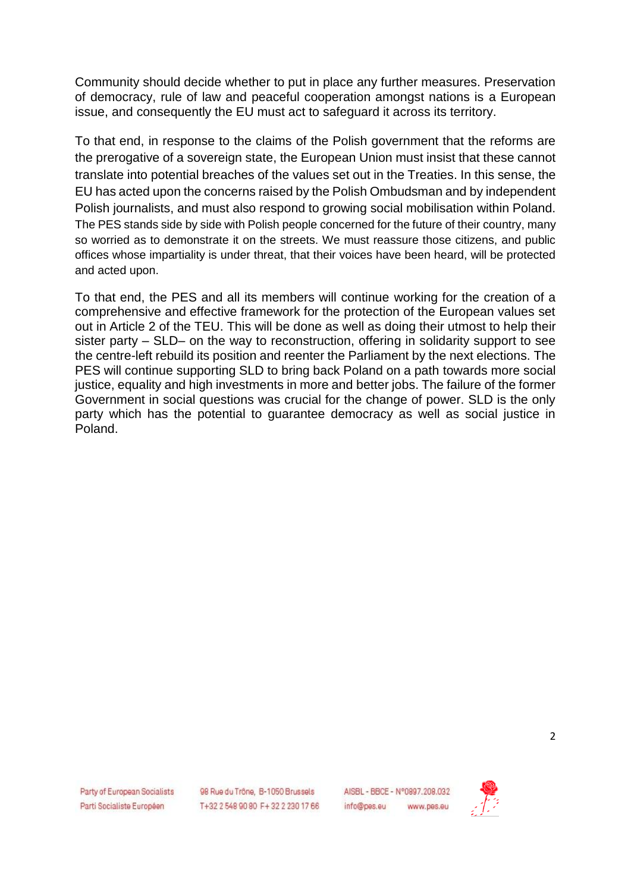Community should decide whether to put in place any further measures. Preservation of democracy, rule of law and peaceful cooperation amongst nations is a European issue, and consequently the EU must act to safeguard it across its territory.

To that end, in response to the claims of the Polish government that the reforms are the prerogative of a sovereign state, the European Union must insist that these cannot translate into potential breaches of the values set out in the Treaties. In this sense, the EU has acted upon the concerns raised by the Polish Ombudsman and by independent Polish journalists, and must also respond to growing social mobilisation within Poland. The PES stands side by side with Polish people concerned for the future of their country, many so worried as to demonstrate it on the streets. We must reassure those citizens, and public offices whose impartiality is under threat, that their voices have been heard, will be protected and acted upon.

To that end, the PES and all its members will continue working for the creation of a comprehensive and effective framework for the protection of the European values set out in Article 2 of the TEU. This will be done as well as doing their utmost to help their sister party – SLD– on the way to reconstruction, offering in solidarity support to see the centre-left rebuild its position and reenter the Parliament by the next elections. The PES will continue supporting SLD to bring back Poland on a path towards more social justice, equality and high investments in more and better jobs. The failure of the former Government in social questions was crucial for the change of power. SLD is the only party which has the potential to guarantee democracy as well as social justice in Poland.